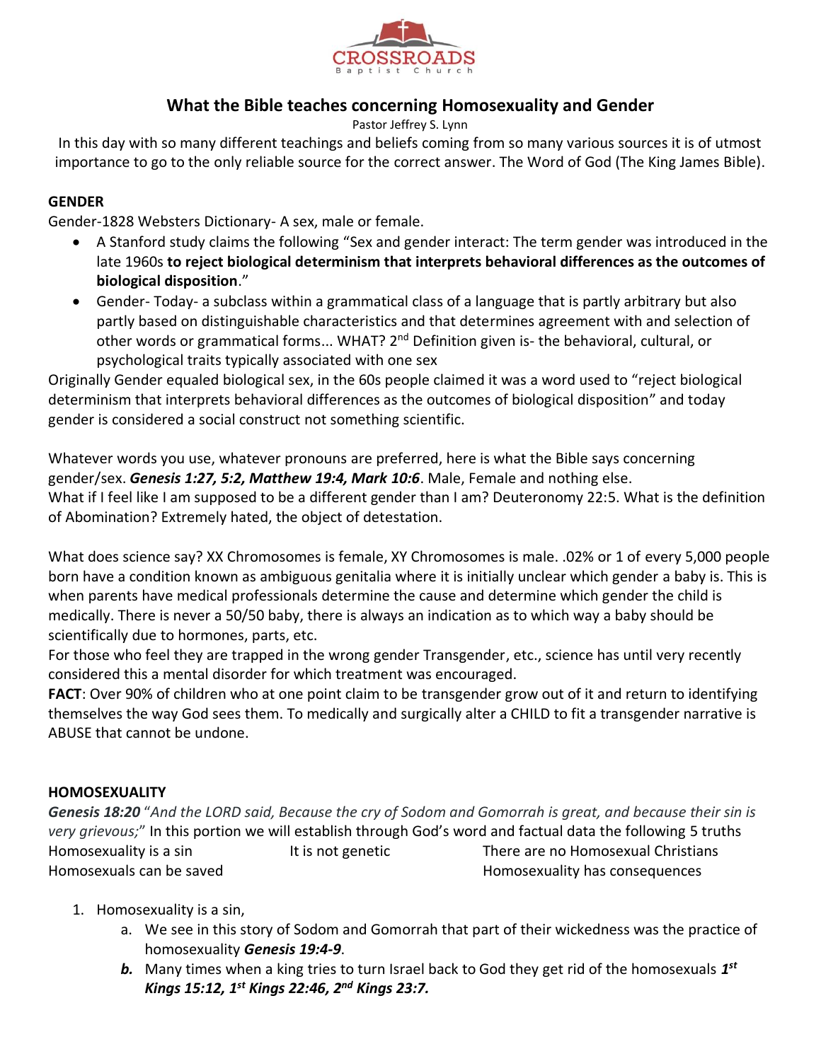CROSSROADS Baptist Church

## What the Bible teaches concerning Homosexuality and Gender

Pastor Jeffrey S. Lynn

In this day with so many different teachings and beliefs coming from so many various sources it is of utmost importance to go to the only reliable source for the correct answer. The Word of God (The King James Bible).

### GENDER

Gender-1828 Websters Dictionary- A sex, male or female.

- A Stanford study claims the following "Sex and gender interact: The term gender was introduced in the late 1960s **to reject biological determinism that interprets behavioral differences as the outcomes of biological disposition**."
- Gender- Today- a subclass within a grammatical class of a language that is partly arbitrary but also partly based on distinguishable characteristics and that determines agreement with and selection of other words or grammatical forms... WHAT? 2nd Definition given is- the behavioral, cultural, or psychological traits typically associated with one sex

Originally Gender equaled biological sex, in the 60s people claimed it was a word used to "reject biological determinism that interprets behavioral differences as the outcomes of biological disposition" and today gender is considered a social construct not something scientific.

Whatever words you use, whatever pronouns are preferred, here is what the Bible says concerning gender/sex. ***Genesis 1:27, 5:2, Matthew 19:4, Mark 10:6***. Male, Female and nothing else.
What if I feel like I am supposed to be a different gender than I am? Deuteronomy 22:5. What is the definition of Abomination? Extremely hated, the object of detestation.

What does science say? XX Chromosomes is female, XY Chromosomes is male. .02% or 1 of every 5,000 people born have a condition known as ambiguous genitalia where it is initially unclear which gender a baby is. This is when parents have medical professionals determine the cause and determine which gender the child is medically. There is never a 50/50 baby, there is always an indication as to which way a baby should be scientifically due to hormones, parts, etc.
For those who feel they are trapped in the wrong gender Transgender, etc., science has until very recently considered this a mental disorder for which treatment was encouraged.
**FACT**: Over 90% of children who at one point claim to be transgender grow out of it and return to identifying themselves the way God sees them. To medically and surgically alter a CHILD to fit a transgender narrative is ABUSE that cannot be undone.

### HOMOSEXUALITY

***Genesis 18:20*** "*And the LORD said, Because the cry of Sodom and Gomorrah is great, and because their sin is very grievous;*" In this portion we will establish through God's word and factual data the following 5 truths

Homosexuality is a sin | It is not genetic | There are no Homosexual Christians
Homosexuals can be saved | Homosexuality has consequences

1. Homosexuality is a sin,
   a. We see in this story of Sodom and Gomorrah that part of their wickedness was the practice of homosexuality ***Genesis 19:4-9***.
   ***b.*** Many times when a king tries to turn Israel back to God they get rid of the homosexuals ***1st Kings 15:12, 1st Kings 22:46, 2nd Kings 23:7.***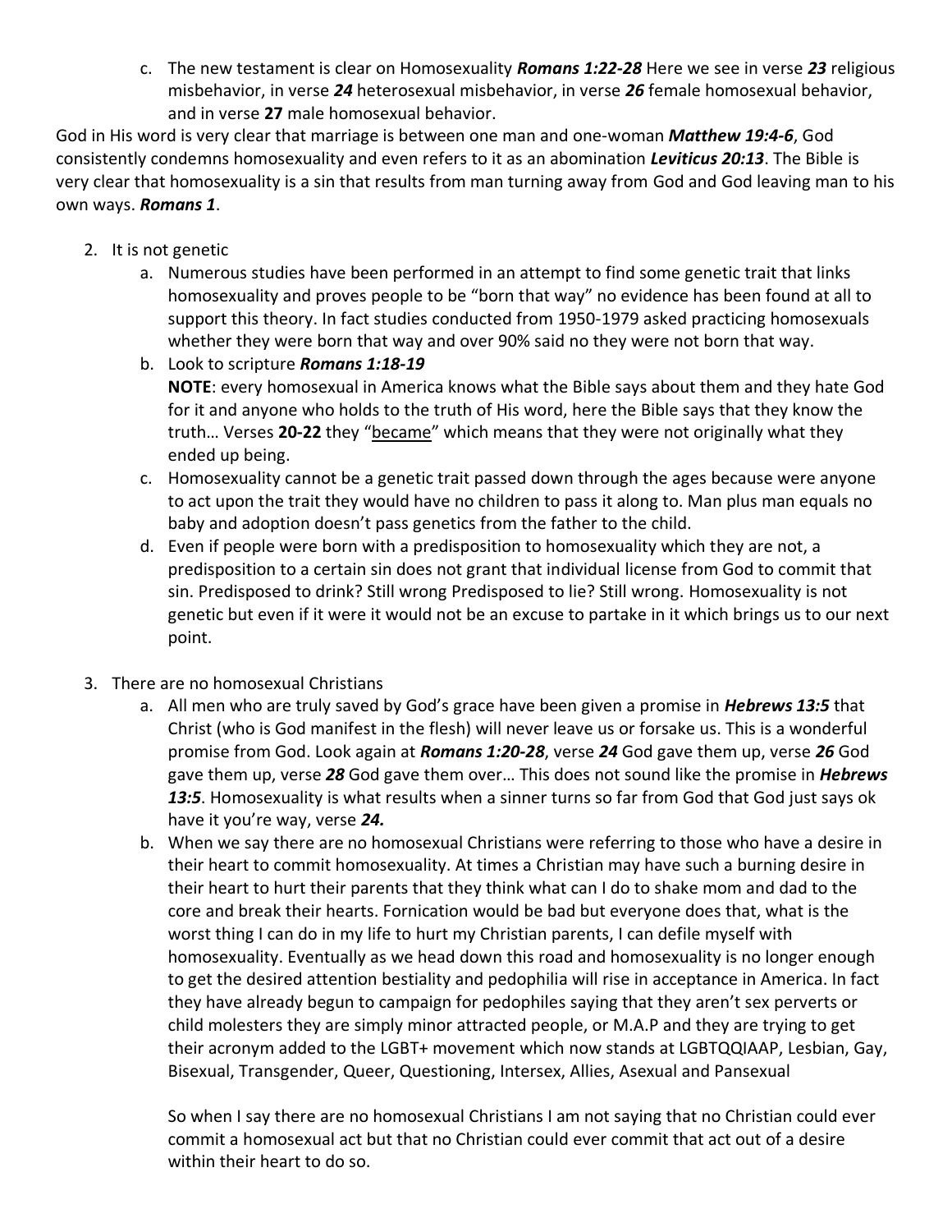c. The new testament is clear on Homosexuality ***Romans 1:22-28*** Here we see in verse ***23*** religious misbehavior, in verse ***24*** heterosexual misbehavior, in verse ***26*** female homosexual behavior, and in verse **27** male homosexual behavior.

God in His word is very clear that marriage is between one man and one-woman ***Matthew 19:4-6***, God consistently condemns homosexuality and even refers to it as an abomination ***Leviticus 20:13***. The Bible is very clear that homosexuality is a sin that results from man turning away from God and God leaving man to his own ways. ***Romans 1***.

2. It is not genetic
   a. Numerous studies have been performed in an attempt to find some genetic trait that links homosexuality and proves people to be "born that way" no evidence has been found at all to support this theory. In fact studies conducted from 1950-1979 asked practicing homosexuals whether they were born that way and over 90% said no they were not born that way.
   b. Look to scripture ***Romans 1:18-19***
      **NOTE**: every homosexual in America knows what the Bible says about them and they hate God for it and anyone who holds to the truth of His word, here the Bible says that they know the truth… Verses **20-22** they "<u>became</u>" which means that they were not originally what they ended up being.
   c. Homosexuality cannot be a genetic trait passed down through the ages because were anyone to act upon the trait they would have no children to pass it along to. Man plus man equals no baby and adoption doesn't pass genetics from the father to the child.
   d. Even if people were born with a predisposition to homosexuality which they are not, a predisposition to a certain sin does not grant that individual license from God to commit that sin. Predisposed to drink? Still wrong Predisposed to lie? Still wrong. Homosexuality is not genetic but even if it were it would not be an excuse to partake in it which brings us to our next point.

3. There are no homosexual Christians
   a. All men who are truly saved by God's grace have been given a promise in ***Hebrews 13:5*** that Christ (who is God manifest in the flesh) will never leave us or forsake us. This is a wonderful promise from God. Look again at ***Romans 1:20-28***, verse ***24*** God gave them up, verse ***26*** God gave them up, verse ***28*** God gave them over… This does not sound like the promise in ***Hebrews 13:5***. Homosexuality is what results when a sinner turns so far from God that God just says ok have it you're way, verse ***24.***
   b. When we say there are no homosexual Christians were referring to those who have a desire in their heart to commit homosexuality. At times a Christian may have such a burning desire in their heart to hurt their parents that they think what can I do to shake mom and dad to the core and break their hearts. Fornication would be bad but everyone does that, what is the worst thing I can do in my life to hurt my Christian parents, I can defile myself with homosexuality. Eventually as we head down this road and homosexuality is no longer enough to get the desired attention bestiality and pedophilia will rise in acceptance in America. In fact they have already begun to campaign for pedophiles saying that they aren't sex perverts or child molesters they are simply minor attracted people, or M.A.P and they are trying to get their acronym added to the LGBT+ movement which now stands at LGBTQQIAAP, Lesbian, Gay, Bisexual, Transgender, Queer, Questioning, Intersex, Allies, Asexual and Pansexual

      So when I say there are no homosexual Christians I am not saying that no Christian could ever commit a homosexual act but that no Christian could ever commit that act out of a desire within their heart to do so.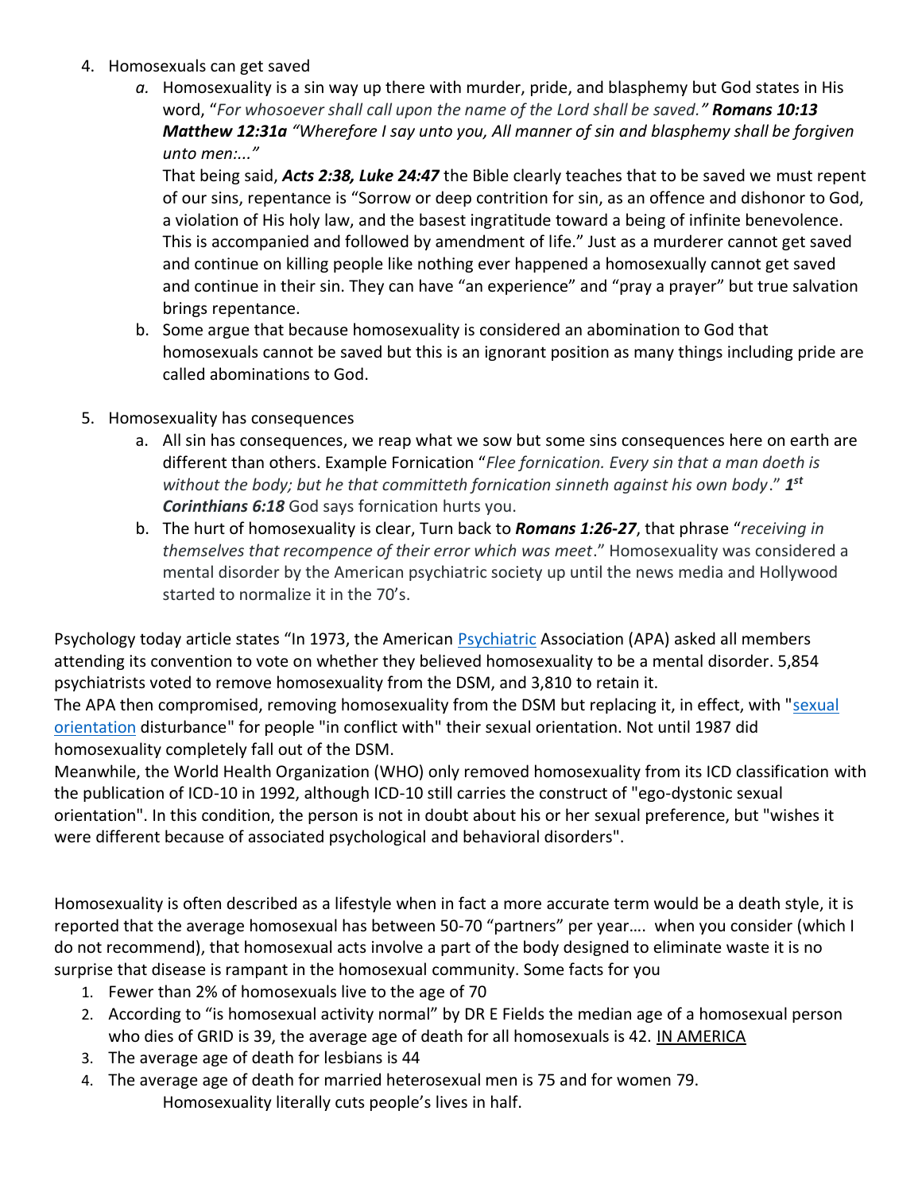4. Homosexuals can get saved
   a. Homosexuality is a sin way up there with murder, pride, and blasphemy but God states in His word, "*For whosoever shall call upon the name of the Lord shall be saved." **Romans 10:13 Matthew 12:31a** "Wherefore I say unto you, All manner of sin and blasphemy shall be forgiven unto men:..."*

      That being said, ***Acts 2:38, Luke 24:47*** the Bible clearly teaches that to be saved we must repent of our sins, repentance is "Sorrow or deep contrition for sin, as an offence and dishonor to God, a violation of His holy law, and the basest ingratitude toward a being of infinite benevolence. This is accompanied and followed by amendment of life." Just as a murderer cannot get saved and continue on killing people like nothing ever happened a homosexually cannot get saved and continue in their sin. They can have "an experience" and "pray a prayer" but true salvation brings repentance.
   b. Some argue that because homosexuality is considered an abomination to God that homosexuals cannot be saved but this is an ignorant position as many things including pride are called abominations to God.

5. Homosexuality has consequences
   a. All sin has consequences, we reap what we sow but some sins consequences here on earth are different than others. Example Fornication "*Flee fornication. Every sin that a man doeth is without the body; but he that committeth fornication sinneth against his own body*." ***1st Corinthians 6:18*** God says fornication hurts you.
   b. The hurt of homosexuality is clear, Turn back to ***Romans 1:26-27***, that phrase "*receiving in themselves that recompence of their error which was meet*." Homosexuality was considered a mental disorder by the American psychiatric society up until the news media and Hollywood started to normalize it in the 70's.

Psychology today article states "In 1973, the American Psychiatric Association (APA) asked all members attending its convention to vote on whether they believed homosexuality to be a mental disorder. 5,854 psychiatrists voted to remove homosexuality from the DSM, and 3,810 to retain it.
The APA then compromised, removing homosexuality from the DSM but replacing it, in effect, with "sexual orientation disturbance" for people "in conflict with" their sexual orientation. Not until 1987 did homosexuality completely fall out of the DSM.
Meanwhile, the World Health Organization (WHO) only removed homosexuality from its ICD classification with the publication of ICD-10 in 1992, although ICD-10 still carries the construct of "ego-dystonic sexual orientation". In this condition, the person is not in doubt about his or her sexual preference, but "wishes it were different because of associated psychological and behavioral disorders".

Homosexuality is often described as a lifestyle when in fact a more accurate term would be a death style, it is reported that the average homosexual has between 50-70 "partners" per year…. when you consider (which I do not recommend), that homosexual acts involve a part of the body designed to eliminate waste it is no surprise that disease is rampant in the homosexual community. Some facts for you

1. Fewer than 2% of homosexuals live to the age of 70
2. According to "is homosexual activity normal" by DR E Fields the median age of a homosexual person who dies of GRID is 39, the average age of death for all homosexuals is 42. IN AMERICA
3. The average age of death for lesbians is 44
4. The average age of death for married heterosexual men is 75 and for women 79.
   Homosexuality literally cuts people's lives in half.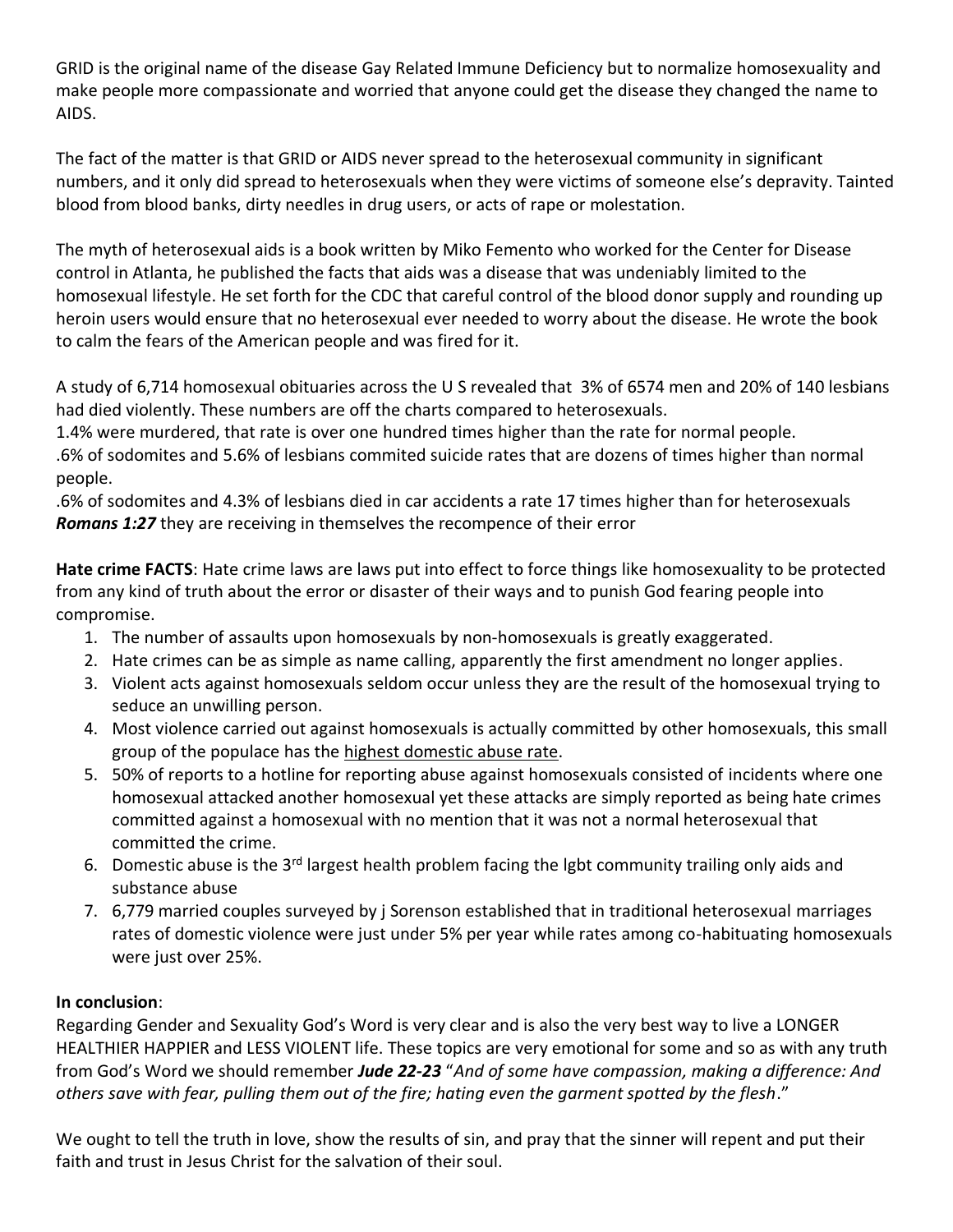GRID is the original name of the disease Gay Related Immune Deficiency but to normalize homosexuality and make people more compassionate and worried that anyone could get the disease they changed the name to AIDS.

The fact of the matter is that GRID or AIDS never spread to the heterosexual community in significant numbers, and it only did spread to heterosexuals when they were victims of someone else's depravity. Tainted blood from blood banks, dirty needles in drug users, or acts of rape or molestation.

The myth of heterosexual aids is a book written by Miko Femento who worked for the Center for Disease control in Atlanta, he published the facts that aids was a disease that was undeniably limited to the homosexual lifestyle. He set forth for the CDC that careful control of the blood donor supply and rounding up heroin users would ensure that no heterosexual ever needed to worry about the disease. He wrote the book to calm the fears of the American people and was fired for it.

A study of 6,714 homosexual obituaries across the U S revealed that 3% of 6574 men and 20% of 140 lesbians had died violently. These numbers are off the charts compared to heterosexuals.
1.4% were murdered, that rate is over one hundred times higher than the rate for normal people.
.6% of sodomites and 5.6% of lesbians commited suicide rates that are dozens of times higher than normal people.
.6% of sodomites and 4.3% of lesbians died in car accidents a rate 17 times higher than for heterosexuals
***Romans 1:27*** they are receiving in themselves the recompence of their error

**Hate crime FACTS**: Hate crime laws are laws put into effect to force things like homosexuality to be protected from any kind of truth about the error or disaster of their ways and to punish God fearing people into compromise.

1. The number of assaults upon homosexuals by non-homosexuals is greatly exaggerated.
2. Hate crimes can be as simple as name calling, apparently the first amendment no longer applies.
3. Violent acts against homosexuals seldom occur unless they are the result of the homosexual trying to seduce an unwilling person.
4. Most violence carried out against homosexuals is actually committed by other homosexuals, this small group of the populace has the highest domestic abuse rate.
5. 50% of reports to a hotline for reporting abuse against homosexuals consisted of incidents where one homosexual attacked another homosexual yet these attacks are simply reported as being hate crimes committed against a homosexual with no mention that it was not a normal heterosexual that committed the crime.
6. Domestic abuse is the 3rd largest health problem facing the lgbt community trailing only aids and substance abuse
7. 6,779 married couples surveyed by j Sorenson established that in traditional heterosexual marriages rates of domestic violence were just under 5% per year while rates among co-habituating homosexuals were just over 25%.

**In conclusion**:
Regarding Gender and Sexuality God's Word is very clear and is also the very best way to live a LONGER HEALTHIER HAPPIER and LESS VIOLENT life. These topics are very emotional for some and so as with any truth from God's Word we should remember ***Jude 22-23*** "*And of some have compassion, making a difference: And others save with fear, pulling them out of the fire; hating even the garment spotted by the flesh*."

We ought to tell the truth in love, show the results of sin, and pray that the sinner will repent and put their faith and trust in Jesus Christ for the salvation of their soul.